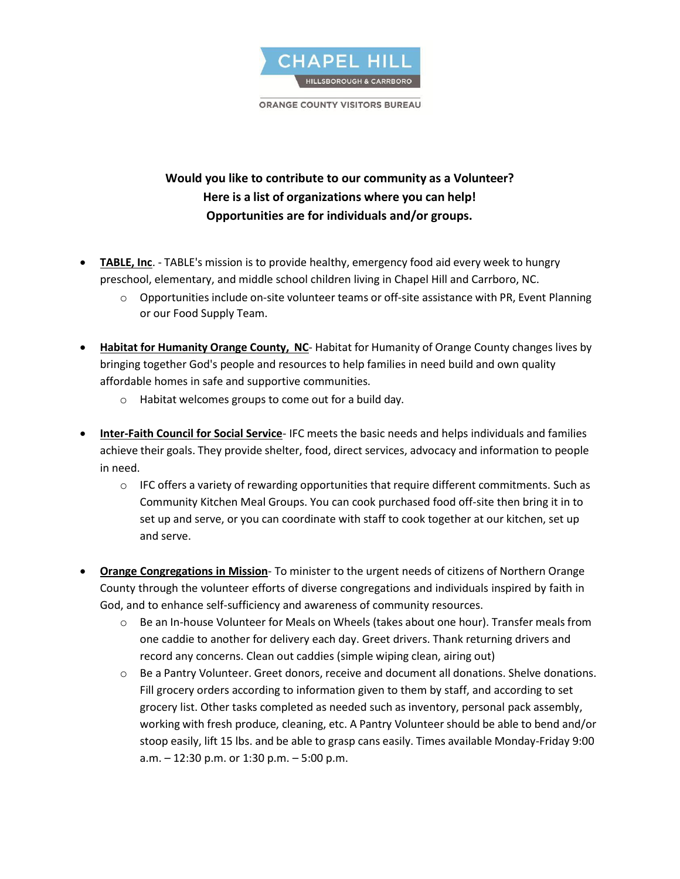CHAPEL HILL

HILLSBOROUGH & CARRBORO

ORANGE COUNTY VISITORS BUREAU

**Would you like to contribute to our community as a Volunteer?**
**Here is a list of organizations where you can help!**
**Opportunities are for individuals and/or groups.**

- **TABLE, Inc**. - TABLE's mission is to provide healthy, emergency food aid every week to hungry preschool, elementary, and middle school children living in Chapel Hill and Carrboro, NC.
  - Opportunities include on-site volunteer teams or off-site assistance with PR, Event Planning or our Food Supply Team.

- **Habitat for Humanity Orange County, NC**- Habitat for Humanity of Orange County changes lives by bringing together God's people and resources to help families in need build and own quality affordable homes in safe and supportive communities.
  - Habitat welcomes groups to come out for a build day.

- **Inter-Faith Council for Social Service**- IFC meets the basic needs and helps individuals and families achieve their goals. They provide shelter, food, direct services, advocacy and information to people in need.
  - IFC offers a variety of rewarding opportunities that require different commitments. Such as Community Kitchen Meal Groups. You can cook purchased food off-site then bring it in to set up and serve, or you can coordinate with staff to cook together at our kitchen, set up and serve.

- **Orange Congregations in Mission**- To minister to the urgent needs of citizens of Northern Orange County through the volunteer efforts of diverse congregations and individuals inspired by faith in God, and to enhance self-sufficiency and awareness of community resources.
  - Be an In-house Volunteer for Meals on Wheels (takes about one hour). Transfer meals from one caddie to another for delivery each day. Greet drivers. Thank returning drivers and record any concerns. Clean out caddies (simple wiping clean, airing out)
  - Be a Pantry Volunteer. Greet donors, receive and document all donations. Shelve donations. Fill grocery orders according to information given to them by staff, and according to set grocery list. Other tasks completed as needed such as inventory, personal pack assembly, working with fresh produce, cleaning, etc. A Pantry Volunteer should be able to bend and/or stoop easily, lift 15 lbs. and be able to grasp cans easily. Times available Monday-Friday 9:00 a.m. – 12:30 p.m. or 1:30 p.m. – 5:00 p.m.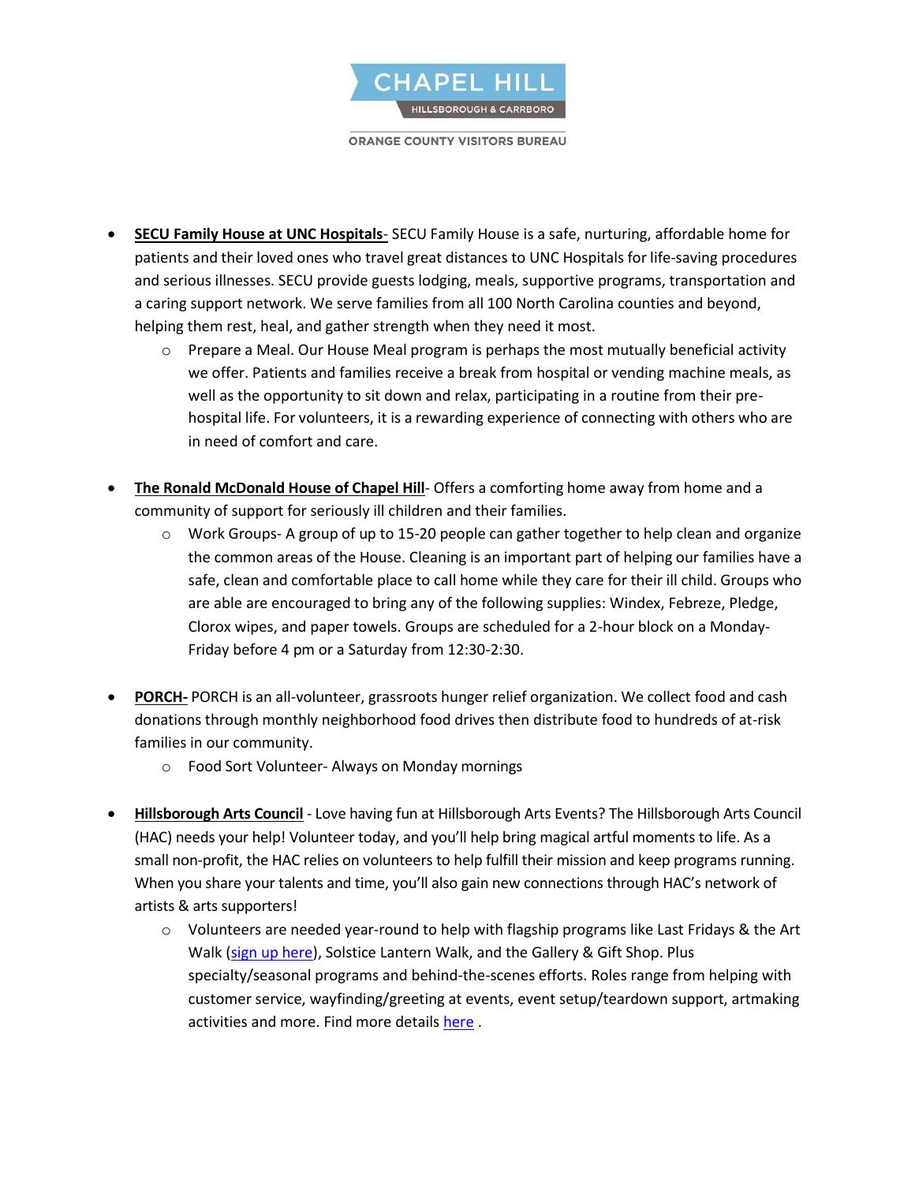- **SECU Family House at UNC Hospitals-** SECU Family House is a safe, nurturing, affordable home for patients and their loved ones who travel great distances to UNC Hospitals for life-saving procedures and serious illnesses. SECU provide guests lodging, meals, supportive programs, transportation and a caring support network. We serve families from all 100 North Carolina counties and beyond, helping them rest, heal, and gather strength when they need it most.
  - Prepare a Meal. Our House Meal program is perhaps the most mutually beneficial activity we offer. Patients and families receive a break from hospital or vending machine meals, as well as the opportunity to sit down and relax, participating in a routine from their pre-hospital life. For volunteers, it is a rewarding experience of connecting with others who are in need of comfort and care.

- **The Ronald McDonald House of Chapel Hill**- Offers a comforting home away from home and a community of support for seriously ill children and their families.
  - Work Groups- A group of up to 15-20 people can gather together to help clean and organize the common areas of the House. Cleaning is an important part of helping our families have a safe, clean and comfortable place to call home while they care for their ill child. Groups who are able are encouraged to bring any of the following supplies: Windex, Febreze, Pledge, Clorox wipes, and paper towels. Groups are scheduled for a 2-hour block on a Monday-Friday before 4 pm or a Saturday from 12:30-2:30.

- **PORCH-** PORCH is an all-volunteer, grassroots hunger relief organization. We collect food and cash donations through monthly neighborhood food drives then distribute food to hundreds of at-risk families in our community.
  - Food Sort Volunteer- Always on Monday mornings

- **Hillsborough Arts Council** - Love having fun at Hillsborough Arts Events? The Hillsborough Arts Council (HAC) needs your help! Volunteer today, and you'll help bring magical artful moments to life. As a small non-profit, the HAC relies on volunteers to help fulfill their mission and keep programs running. When you share your talents and time, you'll also gain new connections through HAC's network of artists & arts supporters!
  - Volunteers are needed year-round to help with flagship programs like Last Fridays & the Art Walk (sign up here), Solstice Lantern Walk, and the Gallery & Gift Shop. Plus specialty/seasonal programs and behind-the-scenes efforts. Roles range from helping with customer service, wayfinding/greeting at events, event setup/teardown support, artmaking activities and more. Find more details here .